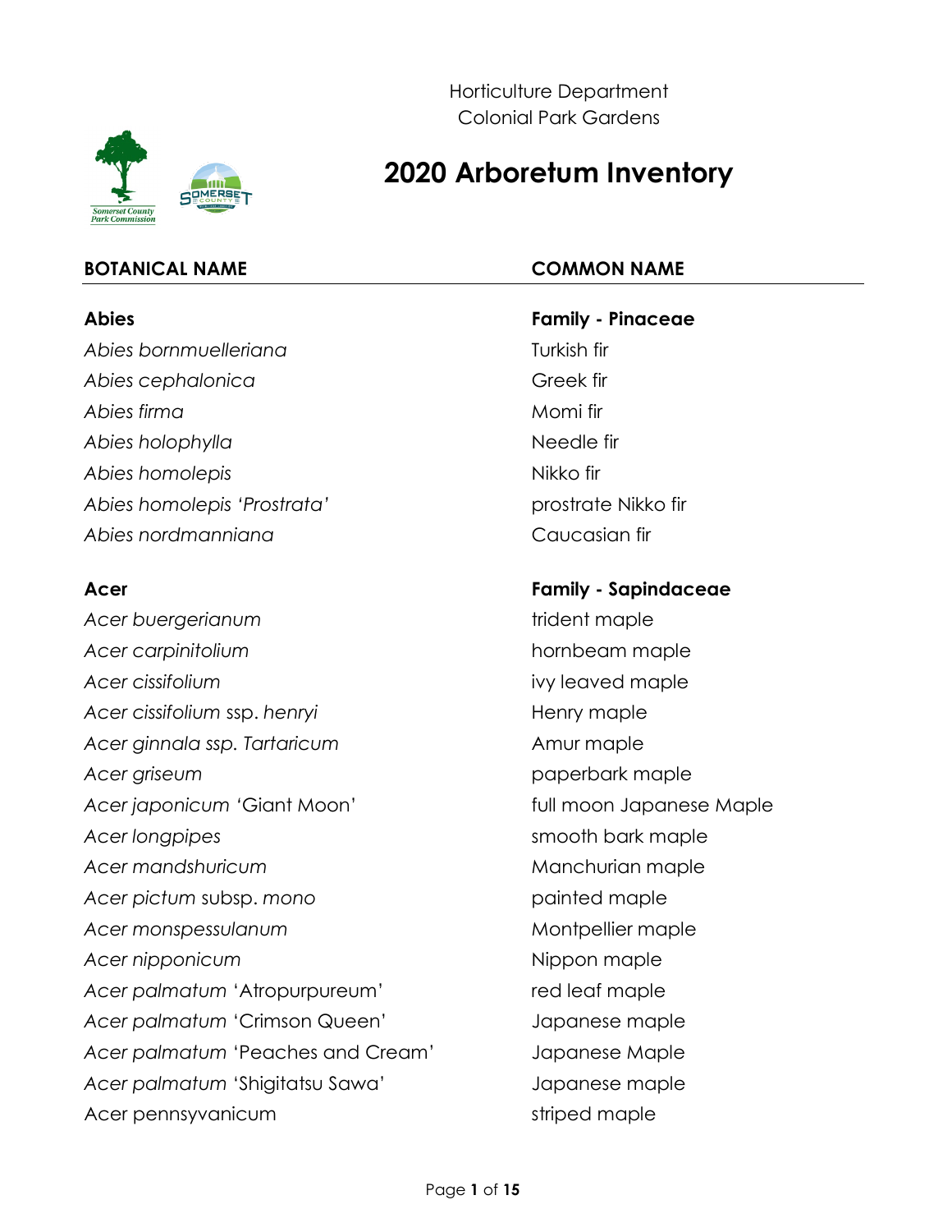Horticulture Department
Colonial Park Gardens

# 2020 Arboretum Inventory

| **BOTANICAL NAME** | **COMMON NAME** |
| --- | --- |
| **Abies** | **Family - Pinaceae** |
| *Abies bornmuelleriana* | Turkish fir |
| *Abies cephalonica* | Greek fir |
| *Abies firma* | Momi fir |
| *Abies holophylla* | Needle fir |
| *Abies homolepis* | Nikko fir |
| *Abies homolepis 'Prostrata'* | prostrate Nikko fir |
| *Abies nordmanniana* | Caucasian fir |
| | |
| **Acer** | **Family - Sapindaceae** |
| *Acer buergerianum* | trident maple |
| *Acer carpinitolium* | hornbeam maple |
| *Acer cissifolium* | ivy leaved maple |
| *Acer cissifolium* ssp. *henryi* | Henry maple |
| *Acer ginnala ssp. Tartaricum* | Amur maple |
| *Acer griseum* | paperbark maple |
| *Acer japonicum* 'Giant Moon' | full moon Japanese Maple |
| *Acer longpipes* | smooth bark maple |
| *Acer mandshuricum* | Manchurian maple |
| *Acer pictum* subsp. *mono* | painted maple |
| *Acer monspessulanum* | Montpellier maple |
| *Acer nipponicum* | Nippon maple |
| *Acer palmatum* 'Atropurpureum' | red leaf maple |
| *Acer palmatum* 'Crimson Queen' | Japanese maple |
| *Acer palmatum* 'Peaches and Cream' | Japanese Maple |
| *Acer palmatum* 'Shigitatsu Sawa' | Japanese maple |
| Acer pennsyvanicum | striped maple |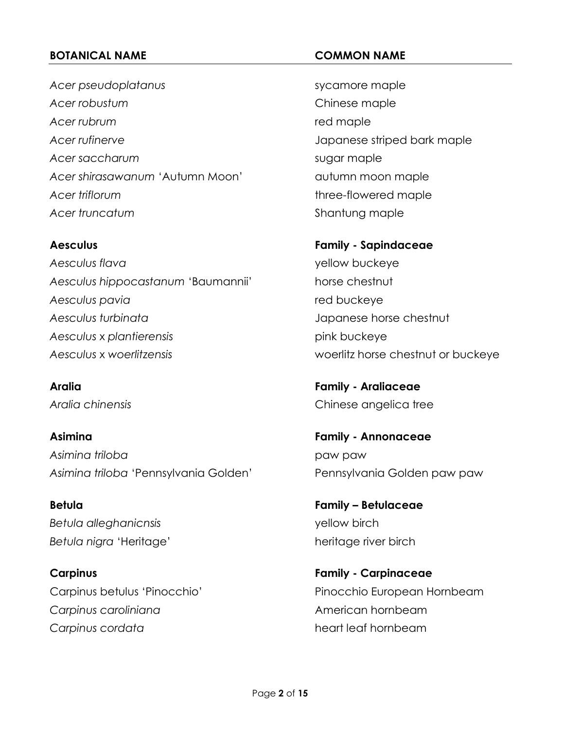| BOTANICAL NAME | COMMON NAME |
| --- | --- |
| *Acer pseudoplatanus* | sycamore maple |
| *Acer robustum* | Chinese maple |
| *Acer rubrum* | red maple |
| *Acer rufinerve* | Japanese striped bark maple |
| *Acer saccharum* | sugar maple |
| *Acer shirasawanum* 'Autumn Moon' | autumn moon maple |
| *Acer triflorum* | three-flowered maple |
| *Acer truncatum* | Shantung maple |
| **Aesculus** | **Family - Sapindaceae** |
| *Aesculus flava* | yellow buckeye |
| *Aesculus hippocastanum* 'Baumannii' | horse chestnut |
| *Aesculus pavia* | red buckeye |
| *Aesculus turbinata* | Japanese horse chestnut |
| *Aesculus* x *plantierensis* | pink buckeye |
| *Aesculus* x *woerlitzensis* | woerlitz horse chestnut or buckeye |
| **Aralia** | **Family - Araliaceae** |
| *Aralia chinensis* | Chinese angelica tree |
| **Asimina** | **Family - Annonaceae** |
| *Asimina triloba* | paw paw |
| *Asimina triloba* 'Pennsylvania Golden' | Pennsylvania Golden paw paw |
| **Betula** | **Family – Betulaceae** |
| *Betula alleghanicnsis* | yellow birch |
| *Betula nigra* 'Heritage' | heritage river birch |
| **Carpinus** | **Family - Carpinaceae** |
| Carpinus betulus 'Pinocchio' | Pinocchio European Hornbeam |
| *Carpinus caroliniana* | American hornbeam |
| *Carpinus cordata* | heart leaf hornbeam |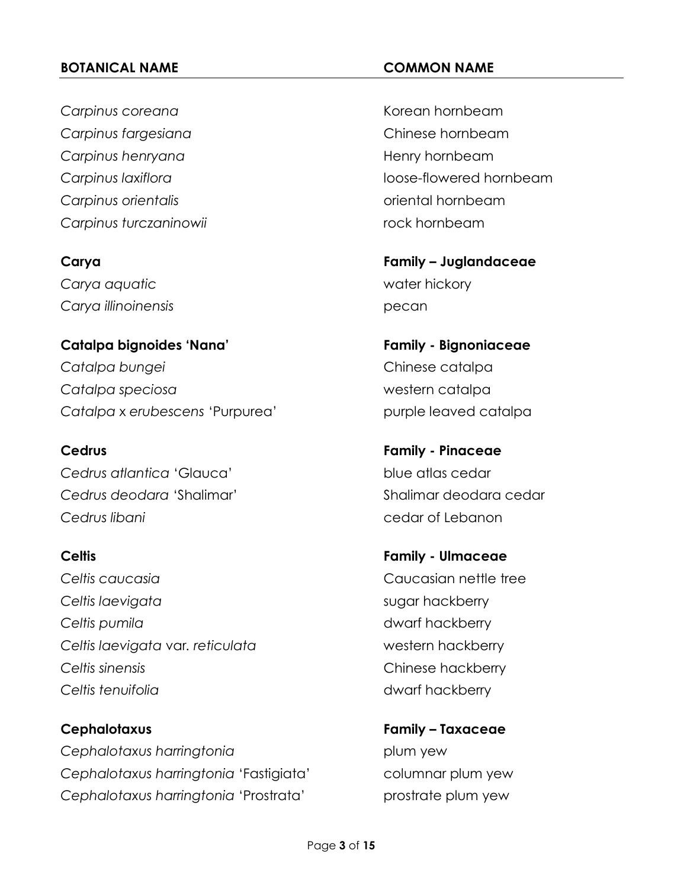| **BOTANICAL NAME** | **COMMON NAME** |
| --- | --- |
| *Carpinus coreana* | Korean hornbeam |
| *Carpinus fargesiana* | Chinese hornbeam |
| *Carpinus henryana* | Henry hornbeam |
| *Carpinus laxiflora* | loose-flowered hornbeam |
| *Carpinus orientalis* | oriental hornbeam |
| *Carpinus turczaninowii* | rock hornbeam |
| **Carya** | **Family – Juglandaceae** |
| *Carya aquatic* | water hickory |
| *Carya illinoinensis* | pecan |
| **Catalpa bignoides 'Nana'** | **Family - Bignoniaceae** |
| *Catalpa bungei* | Chinese catalpa |
| *Catalpa speciosa* | western catalpa |
| *Catalpa* x *erubescens* 'Purpurea' | purple leaved catalpa |
| **Cedrus** | **Family - Pinaceae** |
| *Cedrus atlantica* 'Glauca' | blue atlas cedar |
| *Cedrus deodara* 'Shalimar' | Shalimar deodara cedar |
| *Cedrus libani* | cedar of Lebanon |
| **Celtis** | **Family - Ulmaceae** |
| *Celtis caucasia* | Caucasian nettle tree |
| *Celtis laevigata* | sugar hackberry |
| *Celtis pumila* | dwarf hackberry |
| *Celtis laevigata* var. *reticulata* | western hackberry |
| *Celtis sinensis* | Chinese hackberry |
| *Celtis tenuifolia* | dwarf hackberry |
| **Cephalotaxus** | **Family – Taxaceae** |
| *Cephalotaxus harringtonia* | plum yew |
| *Cephalotaxus harringtonia* 'Fastigiata' | columnar plum yew |
| *Cephalotaxus harringtonia* 'Prostrata' | prostrate plum yew |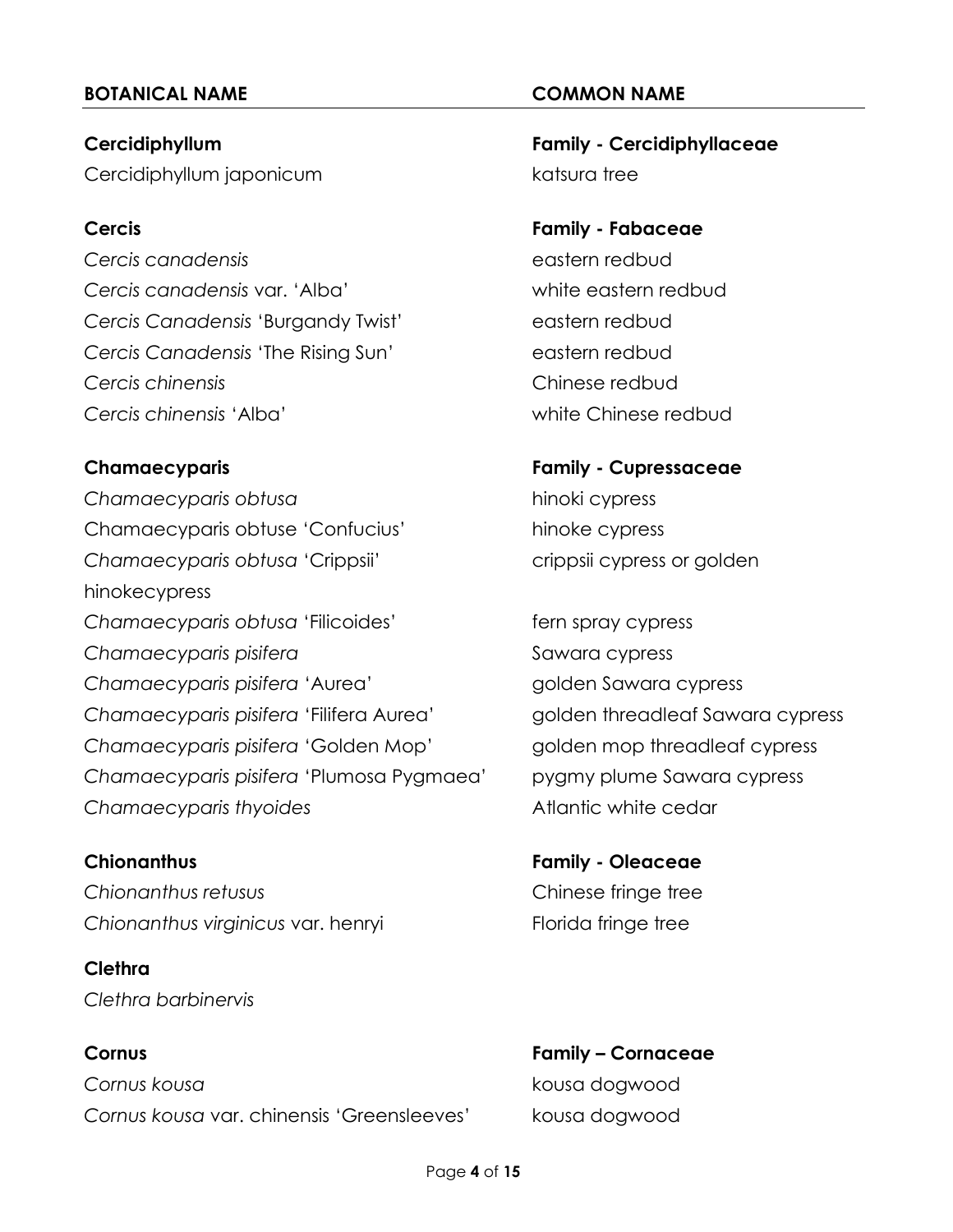| BOTANICAL NAME | COMMON NAME |
|---|---|
| **Cercidiphyllum** | **Family - Cercidiphyllaceae** |
| Cercidiphyllum japonicum | katsura tree |
| | |
| **Cercis** | **Family - Fabaceae** |
| *Cercis canadensis* | eastern redbud |
| *Cercis canadensis* var. 'Alba' | white eastern redbud |
| *Cercis Canadensis* 'Burgandy Twist' | eastern redbud |
| *Cercis Canadensis* 'The Rising Sun' | eastern redbud |
| *Cercis chinensis* | Chinese redbud |
| *Cercis chinensis* 'Alba' | white Chinese redbud |
| | |
| **Chamaecyparis** | **Family - Cupressaceae** |
| *Chamaecyparis obtusa* | hinoki cypress |
| Chamaecyparis obtuse 'Confucius' | hinoke cypress |
| *Chamaecyparis obtusa* 'Crippsii' | crippsii cypress or golden hinokecypress |
| *Chamaecyparis obtusa* 'Filicoides' | fern spray cypress |
| *Chamaecyparis pisifera* | Sawara cypress |
| *Chamaecyparis pisifera* 'Aurea' | golden Sawara cypress |
| *Chamaecyparis pisifera* 'Filifera Aurea' | golden threadleaf Sawara cypress |
| *Chamaecyparis pisifera* 'Golden Mop' | golden mop threadleaf cypress |
| *Chamaecyparis pisifera* 'Plumosa Pygmaea' | pygmy plume Sawara cypress |
| *Chamaecyparis thyoides* | Atlantic white cedar |
| | |
| **Chionanthus** | **Family - Oleaceae** |
| *Chionanthus retusus* | Chinese fringe tree |
| *Chionanthus virginicus* var. henryi | Florida fringe tree |
| | |
| **Clethra** | |
| *Clethra barbinervis* | |
| | |
| **Cornus** | **Family – Cornaceae** |
| *Cornus kousa* | kousa dogwood |
| *Cornus kousa* var. chinensis 'Greensleeves' | kousa dogwood |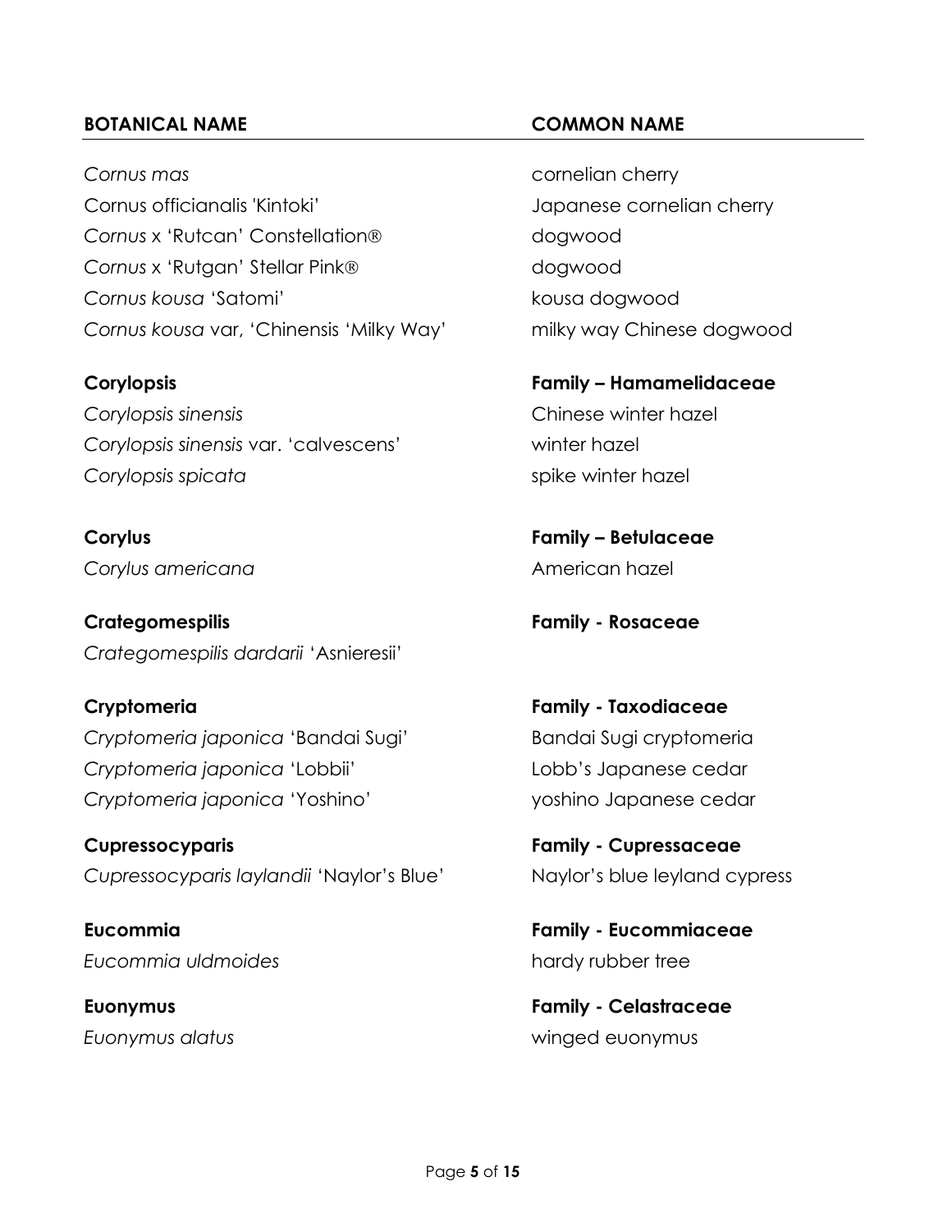| **BOTABICAL NAME** | **COMMON NAME** |
|---|---|
| *Cornus mas* | cornelian cherry |
| Cornus officianalis 'Kintoki' | Japanese cornelian cherry |
| *Cornus* x 'Rutcan' Constellation® | dogwood |
| *Cornus* x 'Rutgan' Stellar Pink® | dogwood |
| *Cornus kousa* 'Satomi' | kousa dogwood |
| *Cornus kousa* var, 'Chinensis 'Milky Way' | milky way Chinese dogwood |
| | |
| **Corylopsis** | **Family – Hamamelidaceae** |
| *Corylopsis sinensis* | Chinese winter hazel |
| *Corylopsis sinensis* var. 'calvescens' | winter hazel |
| *Corylopsis spicata* | spike winter hazel |
| | |
| **Corylus** | **Family – Betulaceae** |
| *Corylus americana* | American hazel |
| | |
| **Crategomespilis** | **Family - Rosaceae** |
| *Crategomespilis dardarii* 'Asnieresii' | |
| | |
| **Cryptomeria** | **Family - Taxodiaceae** |
| *Cryptomeria japonica* 'Bandai Sugi' | Bandai Sugi cryptomeria |
| *Cryptomeria japonica* 'Lobbii' | Lobb's Japanese cedar |
| *Cryptomeria japonica* 'Yoshino' | yoshino Japanese cedar |
| | |
| **Cupressocyparis** | **Family - Cupressaceae** |
| *Cupressocyparis laylandii* 'Naylor's Blue' | Naylor's blue leyland cypress |
| | |
| **Eucommia** | **Family - Eucommiaceae** |
| *Eucommia uldmoides* | hardy rubber tree |
| | |
| **Euonymus** | **Family - Celastraceae** |
| *Euonymus alatus* | winged euonymus |

| **BOTANICAL NAME** | **COMMON NAME** |
|---|---|
| *Cornus mas* | cornelian cherry |
| Cornus officianalis 'Kintoki' | Japanese cornelian cherry |
| *Cornus* x 'Rutcan' Constellation® | dogwood |
| *Cornus* x 'Rutgan' Stellar Pink® | dogwood |
| *Cornus kousa* 'Satomi' | kousa dogwood |
| *Cornus kousa* var, 'Chinensis 'Milky Way' | milky way Chinese dogwood |
| | |
| **Corylopsis** | **Family – Hamamelidaceae** |
| *Corylopsis sinensis* | Chinese winter hazel |
| *Corylopsis sinensis* var. 'calvescens' | winter hazel |
| *Corylopsis spicata* | spike winter hazel |
| | |
| **Corylus** | **Family – Betulaceae** |
| *Corylus americana* | American hazel |
| | |
| **Crategomespilis** | **Family - Rosaceae** |
| *Crategomespilis dardarii* 'Asnieresii' | |
| | |
| **Cryptomeria** | **Family - Taxodiaceae** |
| *Cryptomeria japonica* 'Bandai Sugi' | Bandai Sugi cryptomeria |
| *Cryptomeria japonica* 'Lobbii' | Lobb's Japanese cedar |
| *Cryptomeria japonica* 'Yoshino' | yoshino Japanese cedar |
| | |
| **Cupressocyparis** | **Family - Cupressaceae** |
| *Cupressocyparis laylandii* 'Naylor's Blue' | Naylor's blue leyland cypress |
| | |
| **Eucommia** | **Family - Eucommiaceae** |
| *Eucommia uldmoides* | hardy rubber tree |
| | |
| **Euonymus** | **Family - Celastraceae** |
| *Euonymus alatus* | winged euonymus |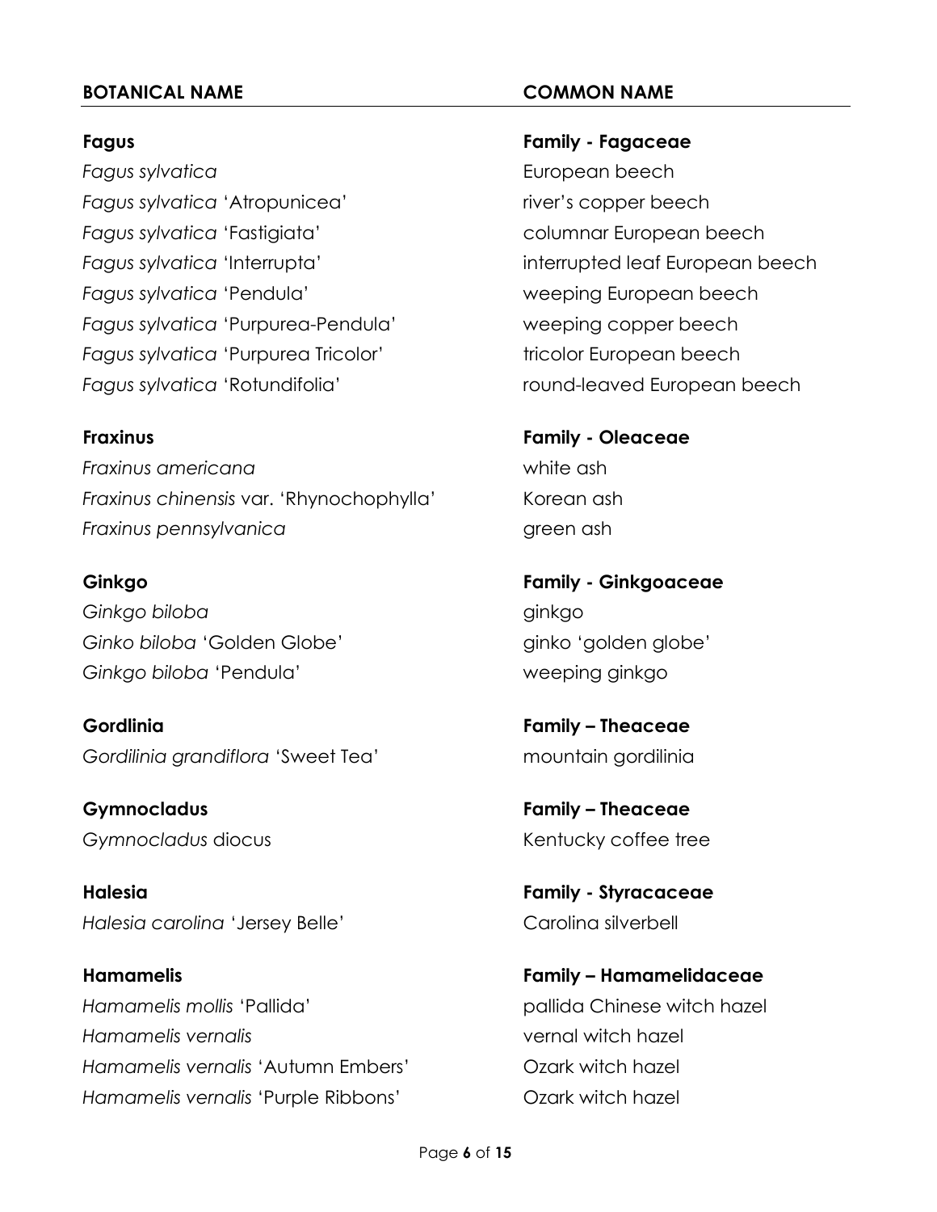| **BOTANICAL NAME** | **COMMON NAME** |
| --- | --- |
| **Fagus** | **Family - Fagaceae** |
| *Fagus sylvatica* | European beech |
| *Fagus sylvatica* 'Atropunicea' | river's copper beech |
| *Fagus sylvatica* 'Fastigiata' | columnar European beech |
| *Fagus sylvatica* 'Interrupta' | interrupted leaf European beech |
| *Fagus sylvatica* 'Pendula' | weeping European beech |
| *Fagus sylvatica* 'Purpurea-Pendula' | weeping copper beech |
| *Fagus sylvatica* 'Purpurea Tricolor' | tricolor European beech |
| *Fagus sylvatica* 'Rotundifolia' | round-leaved European beech |
| | |
| **Fraxinus** | **Family - Oleaceae** |
| *Fraxinus americana* | white ash |
| *Fraxinus chinensis* var. 'Rhynochophylla' | Korean ash |
| *Fraxinus pennsylvanica* | green ash |
| | |
| **Ginkgo** | **Family - Ginkgoaceae** |
| *Ginkgo biloba* | ginkgo |
| *Ginko biloba* 'Golden Globe' | ginko 'golden globe' |
| *Ginkgo biloba* 'Pendula' | weeping ginkgo |
| | |
| **Gordlinia** | **Family – Theaceae** |
| *Gordilinia grandiflora* 'Sweet Tea' | mountain gordilinia |
| | |
| **Gymnocladus** | **Family – Theaceae** |
| *Gymnocladus* diocus | Kentucky coffee tree |
| | |
| **Halesia** | **Family - Styracaceae** |
| *Halesia carolina* 'Jersey Belle' | Carolina silverbell |
| | |
| **Hamamelis** | **Family – Hamamelidaceae** |
| *Hamamelis mollis* 'Pallida' | pallida Chinese witch hazel |
| *Hamamelis vernalis* | vernal witch hazel |
| *Hamamelis vernalis* 'Autumn Embers' | Ozark witch hazel |
| *Hamamelis vernalis* 'Purple Ribbons' | Ozark witch hazel |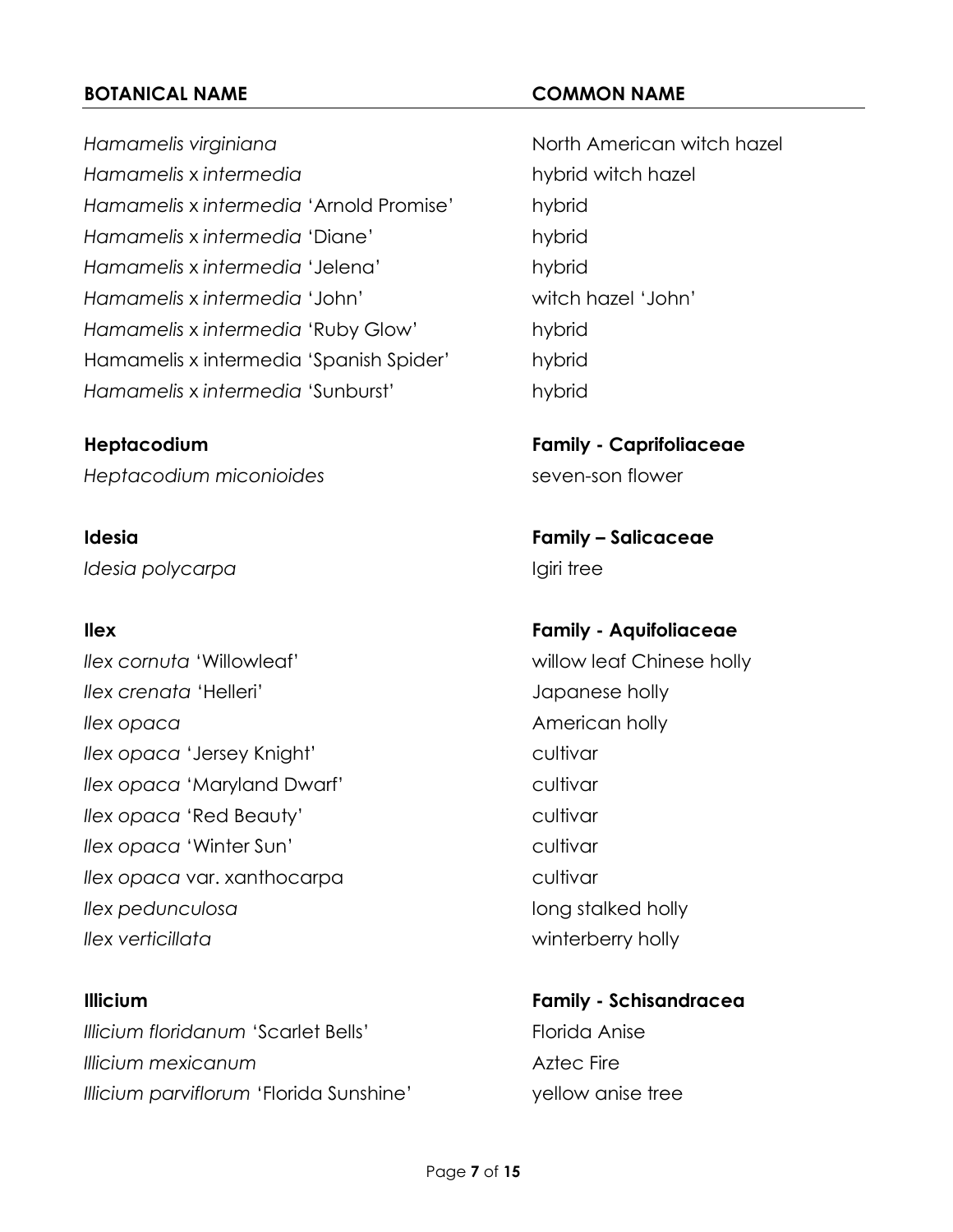| **BOTANICAL NAME** | **COMMON NAME** |
| --- | --- |
| *Hamamelis virginiana* | North American witch hazel |
| *Hamamelis* x *intermedia* | hybrid witch hazel |
| *Hamamelis* x *intermedia* 'Arnold Promise' | hybrid |
| *Hamamelis* x *intermedia* 'Diane' | hybrid |
| *Hamamelis* x *intermedia* 'Jelena' | hybrid |
| *Hamamelis* x *intermedia* 'John' | witch hazel 'John' |
| *Hamamelis* x *intermedia* 'Ruby Glow' | hybrid |
| Hamamelis x intermedia 'Spanish Spider' | hybrid |
| *Hamamelis* x *intermedia* 'Sunburst' | hybrid |
| | |
| **Heptacodium** | **Family - Caprifoliaceae** |
| *Heptacodium miconioides* | seven-son flower |
| | |
| **Idesia** | **Family – Salicaceae** |
| *Idesia polycarpa* | Igiri tree |
| | |
| **Ilex** | **Family - Aquifoliaceae** |
| *Ilex cornuta* 'Willowleaf' | willow leaf Chinese holly |
| *Ilex crenata* 'Helleri' | Japanese holly |
| *Ilex opaca* | American holly |
| *Ilex opaca* 'Jersey Knight' | cultivar |
| *Ilex opaca* 'Maryland Dwarf' | cultivar |
| *Ilex opaca* 'Red Beauty' | cultivar |
| *Ilex opaca* 'Winter Sun' | cultivar |
| *Ilex opaca* var. xanthocarpa | cultivar |
| *Ilex pedunculosa* | long stalked holly |
| *Ilex verticillata* | winterberry holly |
| | |
| **Illicium** | **Family - Schisandracea** |
| *Illicium floridanum* 'Scarlet Bells' | Florida Anise |
| *Illicium mexicanum* | Aztec Fire |
| *Illicium parviflorum* 'Florida Sunshine' | yellow anise tree |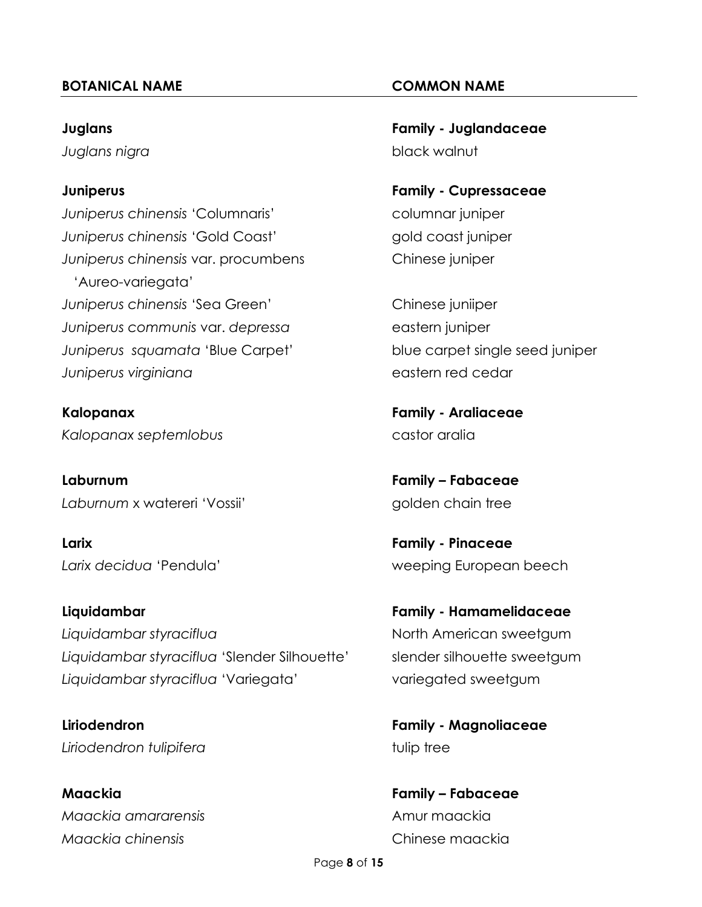| BOTANICAL NAME | COMMON NAME |
| --- | --- |
| **Juglans** | **Family - Juglandaceae** |
| *Juglans nigra* | black walnut |
| | |
| **Juniperus** | **Family - Cupressaceae** |
| *Juniperus chinensis* 'Columnaris' | columnar juniper |
| *Juniperus chinensis* 'Gold Coast' | gold coast juniper |
| *Juniperus chinensis* var. procumbens 'Aureo-variegata' | Chinese juniper |
| *Juniperus chinensis* 'Sea Green' | Chinese juniiper |
| *Juniperus communis* var. *depressa* | eastern juniper |
| *Juniperus squamata* 'Blue Carpet' | blue carpet single seed juniper |
| *Juniperus virginiana* | eastern red cedar |
| | |
| **Kalopanax** | **Family - Araliaceae** |
| *Kalopanax septemlobus* | castor aralia |
| | |
| **Laburnum** | **Family – Fabaceae** |
| *Laburnum* x watereri 'Vossii' | golden chain tree |
| | |
| **Larix** | **Family - Pinaceae** |
| *Larix decidua* 'Pendula' | weeping European beech |
| | |
| **Liquidambar** | **Family - Hamamelidaceae** |
| *Liquidambar styraciflua* | North American sweetgum |
| *Liquidambar styraciflua* 'Slender Silhouette' | slender silhouette sweetgum |
| *Liquidambar styraciflua* 'Variegata' | variegated sweetgum |
| | |
| **Liriodendron** | **Family - Magnoliaceae** |
| *Liriodendron tulipifera* | tulip tree |
| | |
| **Maackia** | **Family – Fabaceae** |
| *Maackia amararensis* | Amur maackia |
| *Maackia chinensis* | Chinese maackia |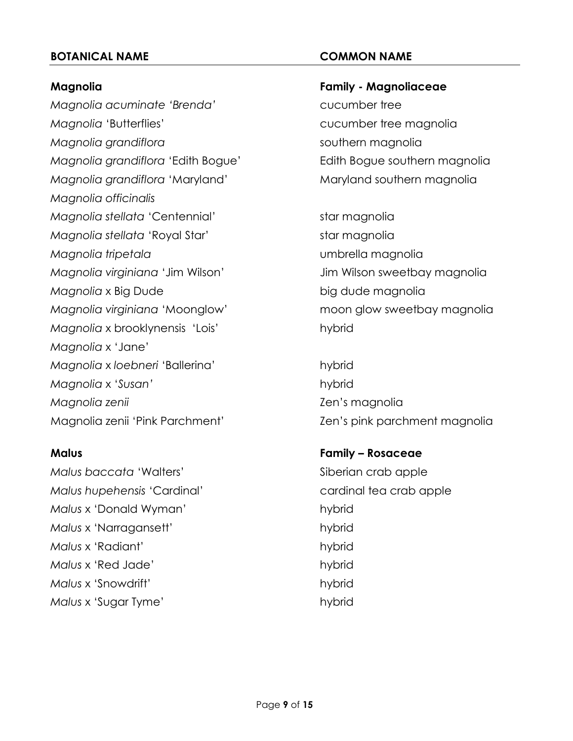| BOTANICAL NAME | COMMON NAME |
|---|---|
| **Magnolia** | **Family - Magnoliaceae** |
| *Magnolia acuminate 'Brenda'* | cucumber tree |
| *Magnolia* 'Butterflies' | cucumber tree magnolia |
| *Magnolia grandiflora* | southern magnolia |
| *Magnolia grandiflora* 'Edith Bogue' | Edith Bogue southern magnolia |
| *Magnolia grandiflora* 'Maryland' | Maryland southern magnolia |
| *Magnolia officinalis* | |
| *Magnolia stellata* 'Centennial' | star magnolia |
| *Magnolia stellata* 'Royal Star' | star magnolia |
| *Magnolia tripetala* | umbrella magnolia |
| *Magnolia virginiana* 'Jim Wilson' | Jim Wilson sweetbay magnolia |
| *Magnolia* x Big Dude | big dude magnolia |
| *Magnolia virginiana* 'Moonglow' | moon glow sweetbay magnolia |
| *Magnolia* x brooklynensis 'Lois' | hybrid |
| *Magnolia* x 'Jane' | |
| *Magnolia* x *loebneri* 'Ballerina' | hybrid |
| *Magnolia* x '*Susan'* | hybrid |
| *Magnolia zenii* | Zen's magnolia |
| Magnolia zenii 'Pink Parchment' | Zen's pink parchment magnolia |
| | |
| **Malus** | **Family – Rosaceae** |
| *Malus baccata* 'Walters' | Siberian crab apple |
| *Malus hupehensis* 'Cardinal' | cardinal tea crab apple |
| *Malus* x 'Donald Wyman' | hybrid |
| *Malus* x 'Narragansett' | hybrid |
| *Malus* x 'Radiant' | hybrid |
| *Malus* x 'Red Jade' | hybrid |
| *Malus* x 'Snowdrift' | hybrid |
| *Malus* x 'Sugar Tyme' | hybrid |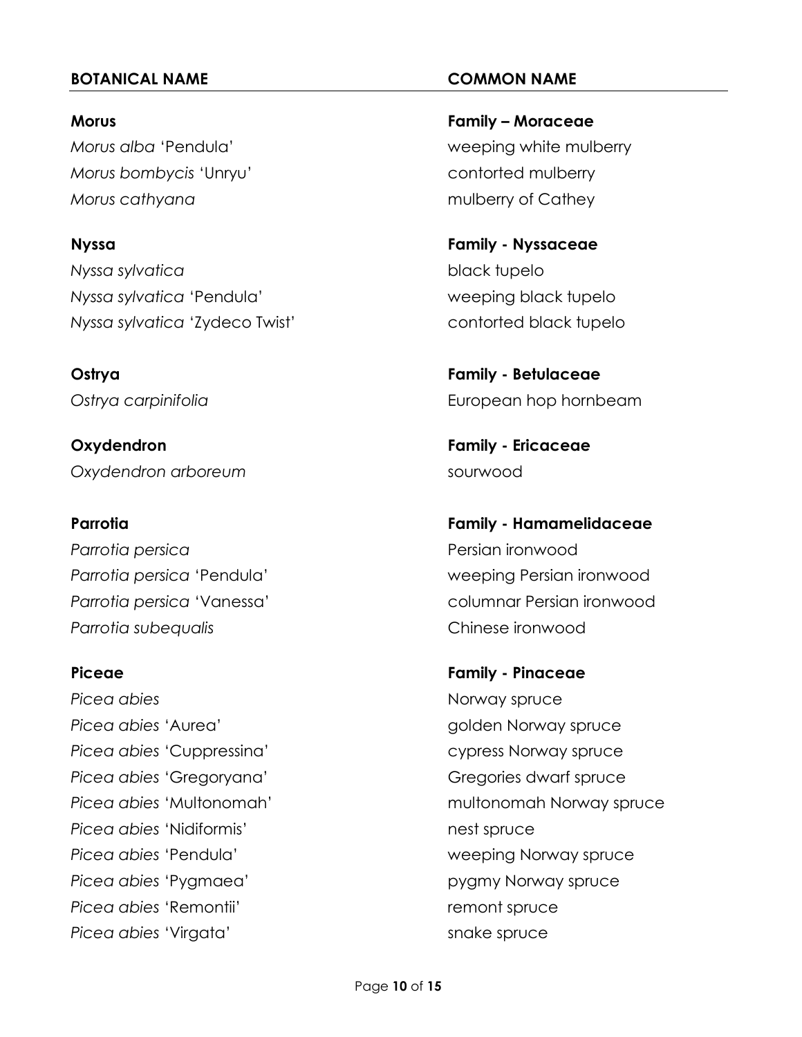| BOTANICAL NAME | COMMON NAME |
| --- | --- |
| **Morus** | **Family – Moraceae** |
| *Morus alba* 'Pendula' | weeping white mulberry |
| *Morus bombycis* 'Unryu' | contorted mulberry |
| *Morus cathyana* | mulberry of Cathey |
| **Nyssa** | **Family - Nyssaceae** |
| *Nyssa sylvatica* | black tupelo |
| *Nyssa sylvatica* 'Pendula' | weeping black tupelo |
| *Nyssa sylvatica* 'Zydeco Twist' | contorted black tupelo |
| **Ostrya** | **Family - Betulaceae** |
| *Ostrya carpinifolia* | European hop hornbeam |
| **Oxydendron** | **Family - Ericaceae** |
| *Oxydendron arboreum* | sourwood |
| **Parrotia** | **Family - Hamamelidaceae** |
| *Parrotia persica* | Persian ironwood |
| *Parrotia persica* 'Pendula' | weeping Persian ironwood |
| *Parrotia persica* 'Vanessa' | columnar Persian ironwood |
| *Parrotia subequalis* | Chinese ironwood |
| **Piceae** | **Family - Pinaceae** |
| *Picea abies* | Norway spruce |
| *Picea abies* 'Aurea' | golden Norway spruce |
| *Picea abies* 'Cuppressina' | cypress Norway spruce |
| *Picea abies* 'Gregoryana' | Gregories dwarf spruce |
| *Picea abies* 'Multonomah' | multonomah Norway spruce |
| *Picea abies* 'Nidiformis' | nest spruce |
| *Picea abies* 'Pendula' | weeping Norway spruce |
| *Picea abies* 'Pygmaea' | pygmy Norway spruce |
| *Picea abies* 'Remontii' | remont spruce |
| *Picea abies* 'Virgata' | snake spruce |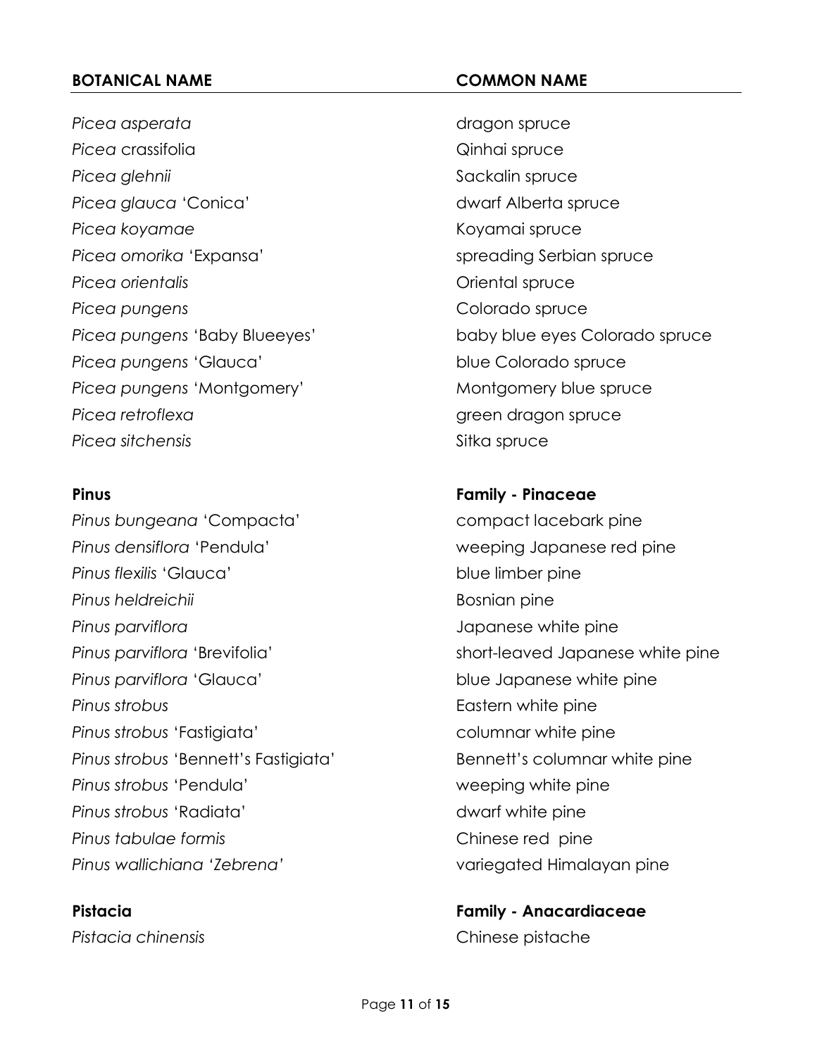| **BOTANICAL NAME** | **COMMON NAME** |
|---|---|
| *Picea asperata* | dragon spruce |
| *Picea* crassifolia | Qinhai spruce |
| *Picea glehnii* | Sackalin spruce |
| *Picea glauca* 'Conica' | dwarf Alberta spruce |
| *Picea koyamae* | Koyamai spruce |
| *Picea omorika* 'Expansa' | spreading Serbian spruce |
| *Picea orientalis* | Oriental spruce |
| *Picea pungens* | Colorado spruce |
| *Picea pungens* 'Baby Blueeyes' | baby blue eyes Colorado spruce |
| *Picea pungens* 'Glauca' | blue Colorado spruce |
| *Picea pungens* 'Montgomery' | Montgomery blue spruce |
| *Picea retroflexa* | green dragon spruce |
| *Picea sitchensis* | Sitka spruce |
| | |
| **Pinus** | **Family - Pinaceae** |
| *Pinus bungeana* 'Compacta' | compact lacebark pine |
| *Pinus densiflora* 'Pendula' | weeping Japanese red pine |
| *Pinus flexilis* 'Glauca' | blue limber pine |
| *Pinus heldreichii* | Bosnian pine |
| *Pinus parviflora* | Japanese white pine |
| *Pinus parviflora* 'Brevifolia' | short-leaved Japanese white pine |
| *Pinus parviflora* 'Glauca' | blue Japanese white pine |
| *Pinus strobus* | Eastern white pine |
| *Pinus strobus* 'Fastigiata' | columnar white pine |
| *Pinus strobus* 'Bennett's Fastigiata' | Bennett's columnar white pine |
| *Pinus strobus* 'Pendula' | weeping white pine |
| *Pinus strobus* 'Radiata' | dwarf white pine |
| *Pinus tabulae formis* | Chinese red pine |
| *Pinus wallichiana 'Zebrena'* | variegated Himalayan pine |
| | |
| **Pistacia** | **Family - Anacardiaceae** |
| *Pistacia chinensis* | Chinese pistache |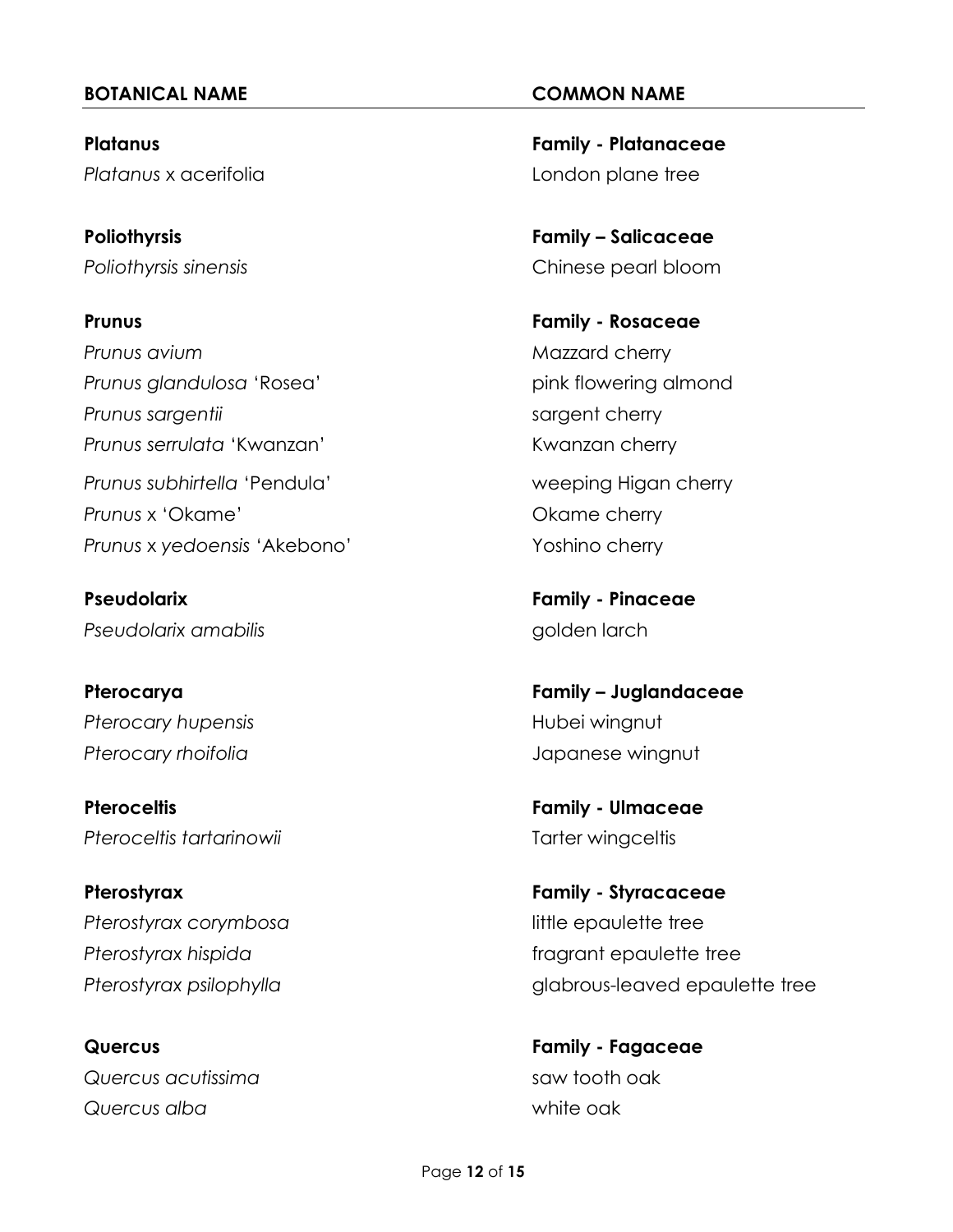| **BOTANICAL NAME** | **COMMON NAME** |
| --- | --- |
| **Platanus** | **Family - Platanaceae** |
| *Platanus* x acerifolia | London plane tree |
| | |
| **Poliothyrsis** | **Family – Salicaceae** |
| *Poliothyrsis sinensis* | Chinese pearl bloom |
| | |
| **Prunus** | **Family - Rosaceae** |
| *Prunus avium* | Mazzard cherry |
| *Prunus glandulosa* 'Rosea' | pink flowering almond |
| *Prunus sargentii* | sargent cherry |
| *Prunus serrulata* 'Kwanzan' | Kwanzan cherry |
| *Prunus subhirtella* 'Pendula' | weeping Higan cherry |
| *Prunus* x 'Okame' | Okame cherry |
| *Prunus* x *yedoensis* 'Akebono' | Yoshino cherry |
| | |
| **Pseudolarix** | **Family - Pinaceae** |
| *Pseudolarix amabilis* | golden larch |
| | |
| **Pterocarya** | **Family – Juglandaceae** |
| *Pterocary hupensis* | Hubei wingnut |
| *Pterocary rhoifolia* | Japanese wingnut |
| | |
| **Pteroceltis** | **Family - Ulmaceae** |
| *Pteroceltis tartarinowii* | Tarter wingceltis |
| | |
| **Pterostyrax** | **Family - Styracaceae** |
| *Pterostyrax corymbosa* | little epaulette tree |
| *Pterostyrax hispida* | fragrant epaulette tree |
| *Pterostyrax psilophylla* | glabrous-leaved epaulette tree |
| | |
| **Quercus** | **Family - Fagaceae** |
| *Quercus acutissima* | saw tooth oak |
| *Quercus alba* | white oak |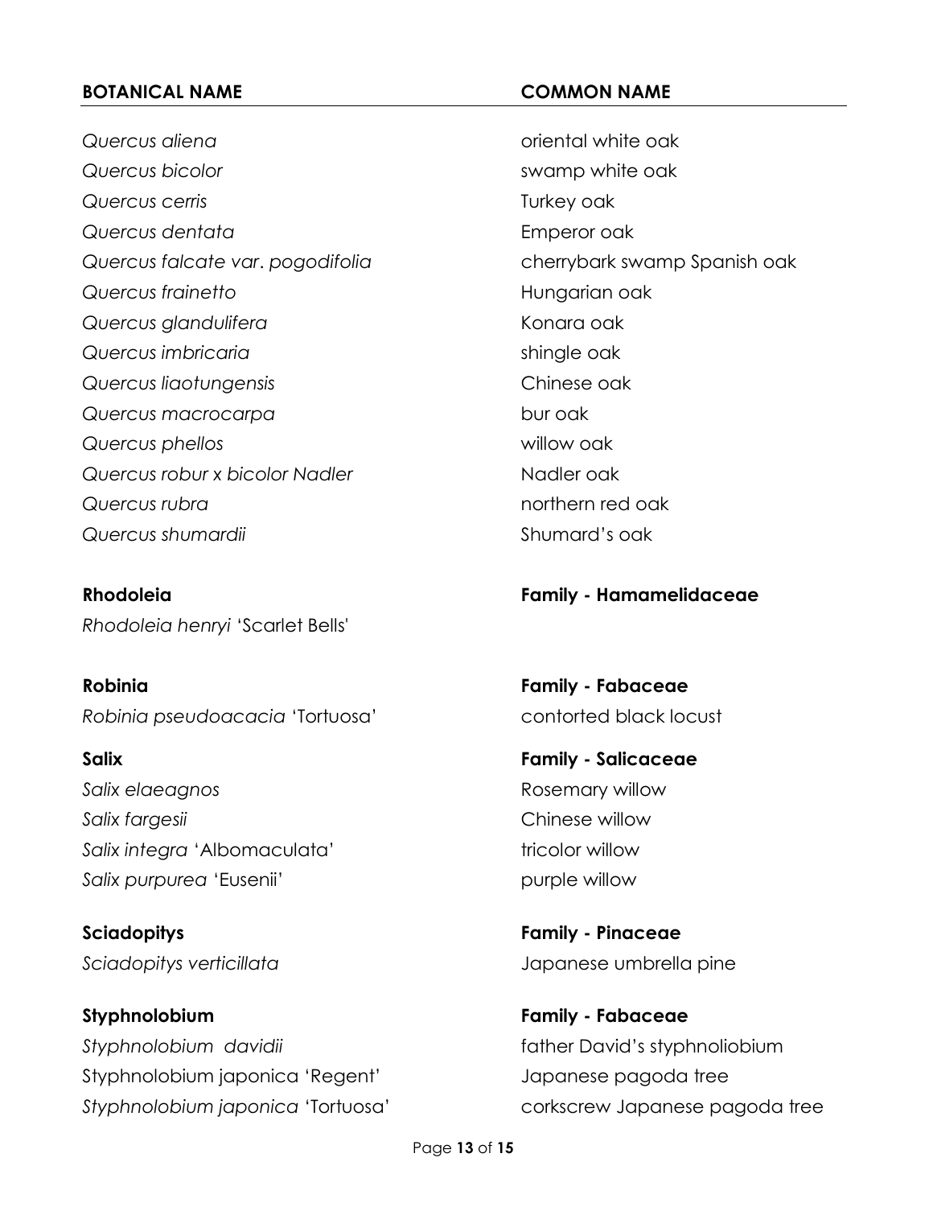| BOTANICAL NAME | COMMON NAME |
| --- | --- |
| *Quercus aliena* | oriental white oak |
| *Quercus bicolor* | swamp white oak |
| *Quercus cerris* | Turkey oak |
| *Quercus dentata* | Emperor oak |
| *Quercus falcate var. pogodifolia* | cherrybark swamp Spanish oak |
| *Quercus frainetto* | Hungarian oak |
| *Quercus glandulifera* | Konara oak |
| *Quercus imbricaria* | shingle oak |
| *Quercus liaotungensis* | Chinese oak |
| *Quercus macrocarpa* | bur oak |
| *Quercus phellos* | willow oak |
| *Quercus robur x bicolor Nadler* | Nadler oak |
| *Quercus rubra* | northern red oak |
| *Quercus shumardii* | Shumard's oak |
| | |
| **Rhodoleia** | **Family - Hamamelidaceae** |
| *Rhodoleia henryi* 'Scarlet Bells' | |
| | |
| **Robinia** | **Family - Fabaceae** |
| *Robinia pseudoacacia* 'Tortuosa' | contorted black locust |
| | |
| **Salix** | **Family - Salicaceae** |
| *Salix elaeagnos* | Rosemary willow |
| *Salix fargesii* | Chinese willow |
| *Salix integra* 'Albomaculata' | tricolor willow |
| *Salix purpurea* 'Eusenii' | purple willow |
| | |
| **Sciadopitys** | **Family - Pinaceae** |
| *Sciadopitys verticillata* | Japanese umbrella pine |
| | |
| **Styphnolobium** | **Family - Fabaceae** |
| *Styphnolobium davidii* | father David's styphnoliobium |
| Styphnolobium japonica 'Regent' | Japanese pagoda tree |
| *Styphnolobium japonica* 'Tortuosa' | corkscrew Japanese pagoda tree |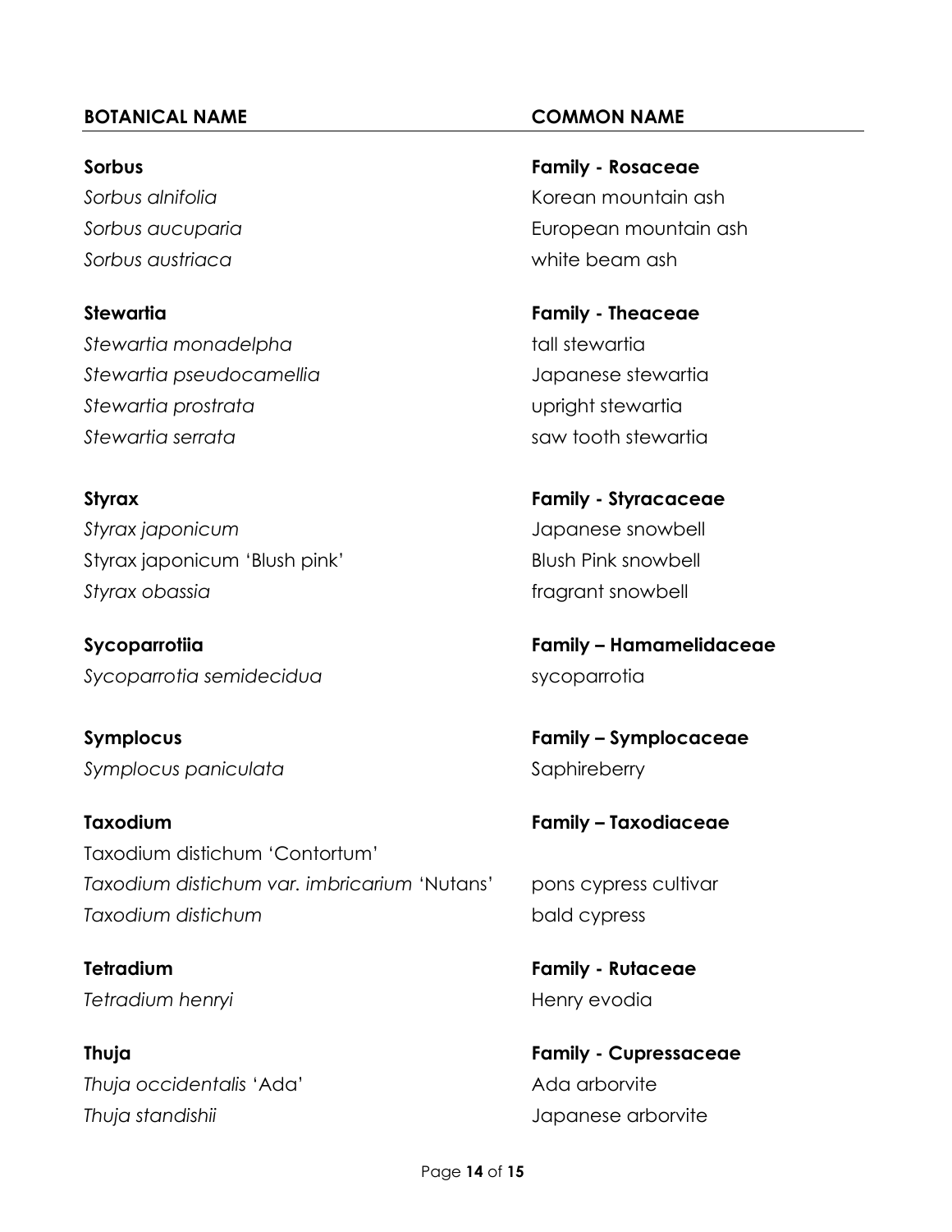| **BOTANICAL NAME** | **COMMON NAME** |
| --- | --- |
| **Sorbus** | **Family - Rosaceae** |
| *Sorbus alnifolia* | Korean mountain ash |
| *Sorbus aucuparia* | European mountain ash |
| *Sorbus austriaca* | white beam ash |
| | |
| **Stewartia** | **Family - Theaceae** |
| *Stewartia monadelpha* | tall stewartia |
| *Stewartia pseudocamellia* | Japanese stewartia |
| *Stewartia prostrata* | upright stewartia |
| *Stewartia serrata* | saw tooth stewartia |
| | |
| **Styrax** | **Family - Styracaceae** |
| *Styrax japonicum* | Japanese snowbell |
| Styrax japonicum 'Blush pink' | Blush Pink snowbell |
| *Styrax obassia* | fragrant snowbell |
| | |
| **Sycoparrotiia** | **Family – Hamamelidaceae** |
| *Sycoparrotia semidecidua* | sycoparrotia |
| | |
| **Symplocus** | **Family – Symplocaceae** |
| *Symplocus paniculata* | Saphireberry |
| | |
| **Taxodium** | **Family – Taxodiaceae** |
| Taxodium distichum 'Contortum' | |
| *Taxodium distichum var. imbricarium* 'Nutans' | pons cypress cultivar |
| *Taxodium distichum* | bald cypress |
| | |
| **Tetradium** | **Family - Rutaceae** |
| *Tetradium henryi* | Henry evodia |
| | |
| **Thuja** | **Family - Cupressaceae** |
| *Thuja occidentalis* 'Ada' | Ada arborvite |
| *Thuja standishii* | Japanese arborvite |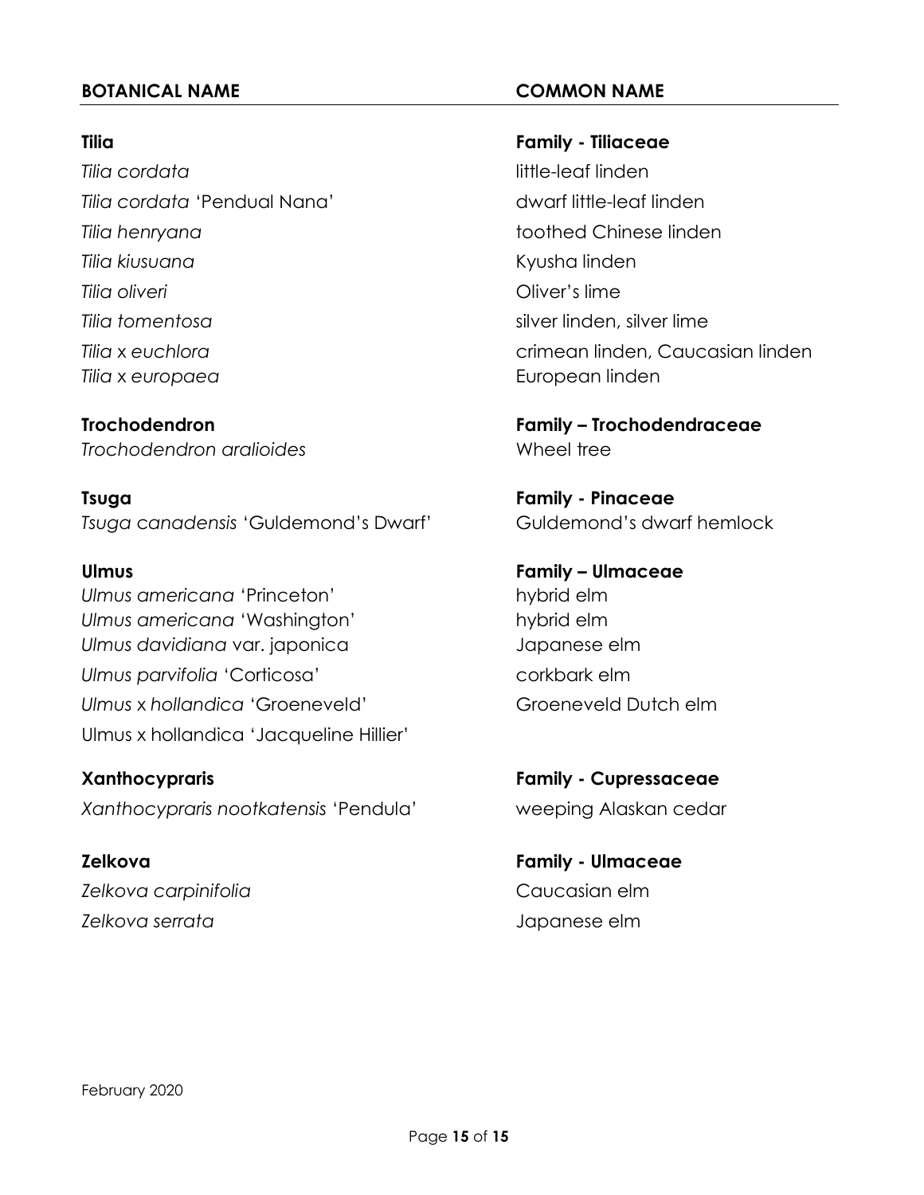| BOTANICAL NAME | COMMON NAME |
|---|---|
| **Tilia** | **Family - Tiliaceae** |
| *Tilia cordata* | little-leaf linden |
| *Tilia cordata* 'Pendual Nana' | dwarf little-leaf linden |
| *Tilia henryana* | toothed Chinese linden |
| *Tilia kiusuana* | Kyusha linden |
| *Tilia oliveri* | Oliver's lime |
| *Tilia tomentosa* | silver linden, silver lime |
| *Tilia* x *euchlora* | crimean linden, Caucasian linden |
| *Tilia* x *europaea* | European linden |
| **Trochodendron** | **Family – Trochodendraceae** |
| *Trochodendron aralioides* | Wheel tree |
| **Tsuga** | **Family - Pinaceae** |
| *Tsuga canadensis* 'Guldemond's Dwarf' | Guldemond's dwarf hemlock |
| **Ulmus** | **Family – Ulmaceae** |
| *Ulmus americana* 'Princeton' | hybrid elm |
| *Ulmus americana* 'Washington' | hybrid elm |
| *Ulmus davidiana* var. japonica | Japanese elm |
| *Ulmus parvifolia* 'Corticosa' | corkbark elm |
| *Ulmus* x *hollandica* 'Groeneveld' | Groeneveld Dutch elm |
| Ulmus x hollandica 'Jacqueline Hillier' | |
| **Xanthocypraris** | **Family - Cupressaceae** |
| *Xanthocypraris nootkatensis* 'Pendula' | weeping Alaskan cedar |
| **Zelkova** | **Family - Ulmaceae** |
| *Zelkova carpinifolia* | Caucasian elm |
| *Zelkova serrata* | Japanese elm |

February 2020